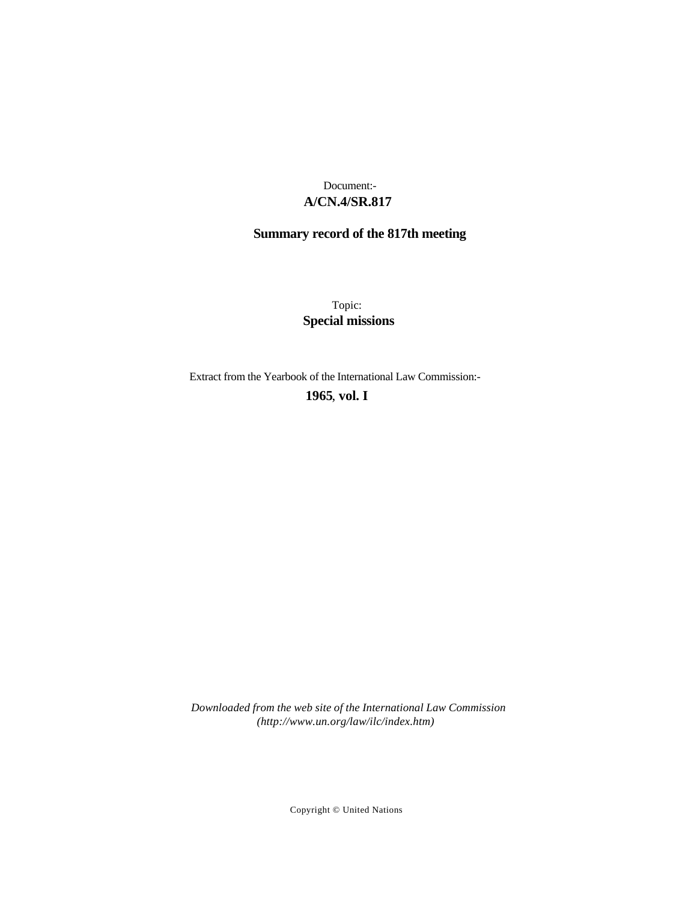Document:-

**A/CN.4/SR.817**

**Summary record of the 817th meeting**

Topic:

**Special missions**

Extract from the Yearbook of the International Law Commission:-

**1965, vol. I**

*Downloaded from the web site of the International Law Commission (http://www.un.org/law/ilc/index.htm)*

Copyright © United Nations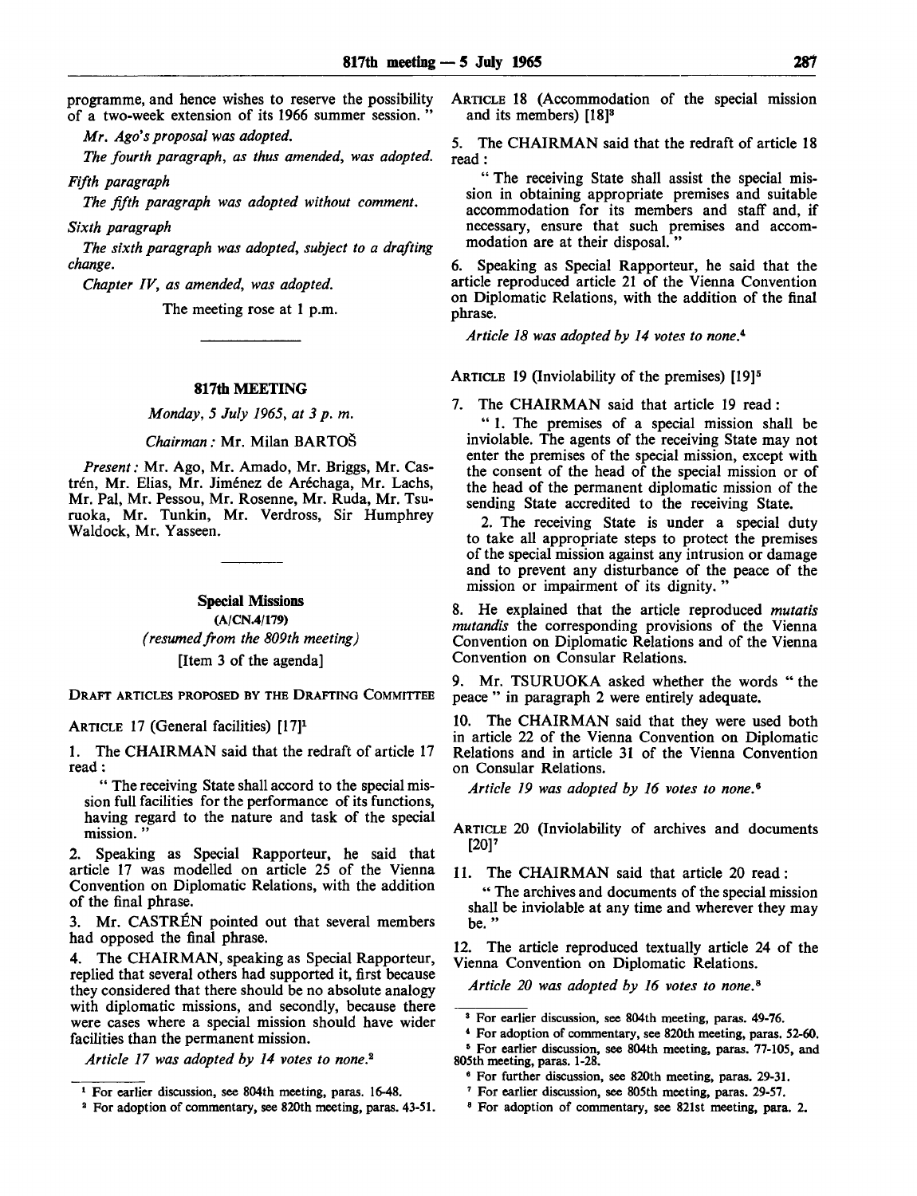programme, and hence wishes to reserve the possibility of a two-week extension of its 1966 summer session. "

*Mr. Ago's proposal was adopted.*

*The fourth paragraph, as thus amended, was adopted.*

*Fifth paragraph*

*The fifth paragraph was adopted without comment.*

*Sixth paragraph*

*The sixth paragraph was adopted, subject to a drafting change.*

*Chapter IV, as amended, was adopted.*

The meeting rose at 1 p.m.

---

## 817th MEETING

*Monday, 5 July 1965, at 3 p. m.*

*Chairman:* Mr. Milan BARTOŠ

*Present:* Mr. Ago, Mr. Amado, Mr. Briggs, Mr. Castrén, Mr. Elias, Mr. Jiménez de Aréchaga, Mr. Lachs, Mr. Pal, Mr. Pessou, Mr. Rosenne, Mr. Ruda, Mr. Tsuruoka, Mr. Tunkin, Mr. Verdross, Sir Humphrey Waldock, Mr. Yasseen.

---

### Special Missions

**(A/CN.4/179)**

*(resumed from the 809th meeting)*

[Item 3 of the agenda]

DRAFT ARTICLES PROPOSED BY THE DRAFTING COMMITTEE

ARTICLE 17 (General facilities) [17][1]

1. The CHAIRMAN said that the redraft of article 17 read:

" The receiving State shall accord to the special mission full facilities for the performance of its functions, having regard to the nature and task of the special mission. "

2. Speaking as Special Rapporteur, he said that article 17 was modelled on article 25 of the Vienna Convention on Diplomatic Relations, with the addition of the final phrase.

3. Mr. CASTRÉN pointed out that several members had opposed the final phrase.

4. The CHAIRMAN, speaking as Special Rapporteur, replied that several others had supported it, first because they considered that there should be no absolute analogy with diplomatic missions, and secondly, because there were cases where a special mission should have wider facilities than the permanent mission.

*Article 17 was adopted by 14 votes to none.*[2]

ARTICLE 18 (Accommodation of the special mission and its members) [18][3]

5. The CHAIRMAN said that the redraft of article 18 read:

" The receiving State shall assist the special mission in obtaining appropriate premises and suitable accommodation for its members and staff and, if necessary, ensure that such premises and accommodation are at their disposal. "

6. Speaking as Special Rapporteur, he said that the article reproduced article 21 of the Vienna Convention on Diplomatic Relations, with the addition of the final phrase.

*Article 18 was adopted by 14 votes to none.*[4]

ARTICLE 19 (Inviolability of the premises) [19][5]

7. The CHAIRMAN said that article 19 read:

" 1. The premises of a special mission shall be inviolable. The agents of the receiving State may not enter the premises of the special mission, except with the consent of the head of the special mission or of the head of the permanent diplomatic mission of the sending State accredited to the receiving State.

2. The receiving State is under a special duty to take all appropriate steps to protect the premises of the special mission against any intrusion or damage and to prevent any disturbance of the peace of the mission or impairment of its dignity. "

8. He explained that the article reproduced *mutatis mutandis* the corresponding provisions of the Vienna Convention on Diplomatic Relations and of the Vienna Convention on Consular Relations.

9. Mr. TSURUOKA asked whether the words " the peace " in paragraph 2 were entirely adequate.

10. The CHAIRMAN said that they were used both in article 22 of the Vienna Convention on Diplomatic Relations and in article 31 of the Vienna Convention on Consular Relations.

*Article 19 was adopted by 16 votes to none.*[6]

ARTICLE 20 (Inviolability of archives and documents [20][7]

11. The CHAIRMAN said that article 20 read:

" The archives and documents of the special mission shall be inviolable at any time and wherever they may be. "

12. The article reproduced textually article 24 of the Vienna Convention on Diplomatic Relations.

*Article 20 was adopted by 16 votes to none.*[8]

---

[1] For earlier discussion, see 804th meeting, paras. 16-48.

[2] For adoption of commentary, see 820th meeting, paras. 43-51.

[3] For earlier discussion, see 804th meeting, paras. 49-76.

[4] For adoption of commentary, see 820th meeting, paras. 52-60.

[5] For earlier discussion, see 804th meeting, paras. 77-105, and 805th meeting, paras. 1-28.

[6] For further discussion, see 820th meeting, paras. 29-31.

[7] For earlier discussion, see 805th meeting, paras. 29-57.

[8] For adoption of commentary, see 821st meeting, para. 2.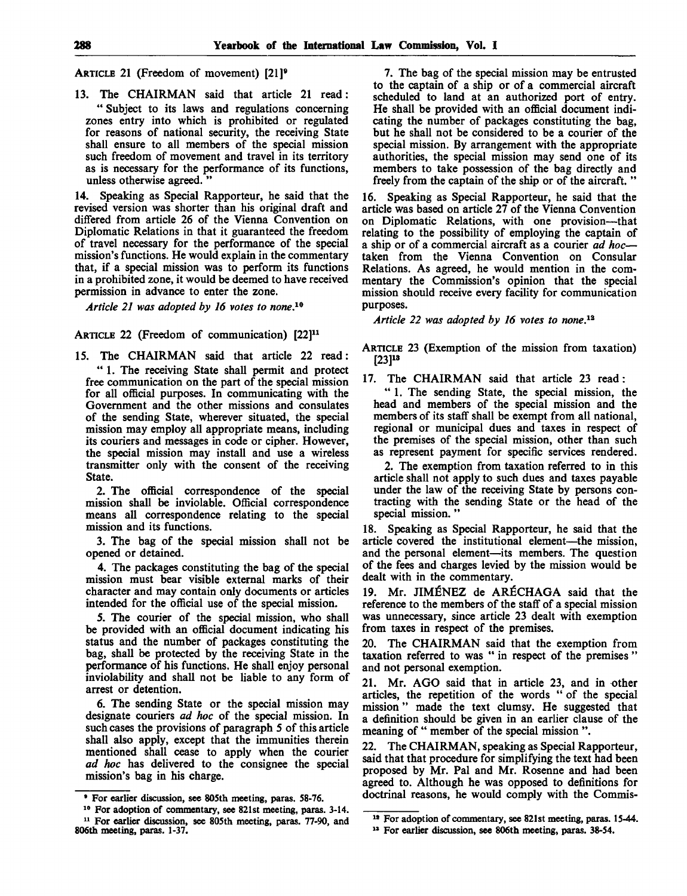ARTICLE 21 (Freedom of movement) [21][9]

13. The CHAIRMAN said that article 21 read:

"Subject to its laws and regulations concerning zones entry into which is prohibited or regulated for reasons of national security, the receiving State shall ensure to all members of the special mission such freedom of movement and travel in its territory as is necessary for the performance of its functions, unless otherwise agreed."

14. Speaking as Special Rapporteur, he said that the revised version was shorter than his original draft and differed from article 26 of the Vienna Convention on Diplomatic Relations in that it guaranteed the freedom of travel necessary for the performance of the special mission's functions. He would explain in the commentary that, if a special mission was to perform its functions in a prohibited zone, it would be deemed to have received permission in advance to enter the zone.

*Article 21 was adopted by 16 votes to none.*[10]

ARTICLE 22 (Freedom of communication) [22][11]

15. The CHAIRMAN said that article 22 read:

"1. The receiving State shall permit and protect free communication on the part of the special mission for all official purposes. In communicating with the Government and the other missions and consulates of the sending State, wherever situated, the special mission may employ all appropriate means, including its couriers and messages in code or cipher. However, the special mission may install and use a wireless transmitter only with the consent of the receiving State.

2. The official correspondence of the special mission shall be inviolable. Official correspondence means all correspondence relating to the special mission and its functions.

3. The bag of the special mission shall not be opened or detained.

4. The packages constituting the bag of the special mission must bear visible external marks of their character and may contain only documents or articles intended for the official use of the special mission.

5. The courier of the special mission, who shall be provided with an official document indicating his status and the number of packages constituting the bag, shall be protected by the receiving State in the performance of his functions. He shall enjoy personal inviolability and shall not be liable to any form of arrest or detention.

6. The sending State or the special mission may designate couriers *ad hoc* of the special mission. In such cases the provisions of paragraph 5 of this article shall also apply, except that the immunities therein mentioned shall cease to apply when the courier *ad hoc* has delivered to the consignee the special mission's bag in his charge.

7. The bag of the special mission may be entrusted to the captain of a ship or of a commercial aircraft scheduled to land at an authorized port of entry. He shall be provided with an official document indicating the number of packages constituting the bag, but he shall not be considered to be a courier of the special mission. By arrangement with the appropriate authorities, the special mission may send one of its members to take possession of the bag directly and freely from the captain of the ship or of the aircraft."

16. Speaking as Special Rapporteur, he said that the article was based on article 27 of the Vienna Convention on Diplomatic Relations, with one provision—that relating to the possibility of employing the captain of a ship or of a commercial aircraft as a courier *ad hoc*—taken from the Vienna Convention on Consular Relations. As agreed, he would mention in the commentary the Commission's opinion that the special mission should receive every facility for communication purposes.

*Article 22 was adopted by 16 votes to none.*[12]

ARTICLE 23 (Exemption of the mission from taxation) [23][13]

17. The CHAIRMAN said that article 23 read:

"1. The sending State, the special mission, the head and members of the special mission and the members of its staff shall be exempt from all national, regional or municipal dues and taxes in respect of the premises of the special mission, other than such as represent payment for specific services rendered.

2. The exemption from taxation referred to in this article shall not apply to such dues and taxes payable under the law of the receiving State by persons contracting with the sending State or the head of the special mission."

18. Speaking as Special Rapporteur, he said that the article covered the institutional element—the mission, and the personal element—its members. The question of the fees and charges levied by the mission would be dealt with in the commentary.

19. Mr. JIMÉNEZ de ARÉCHAGA said that the reference to the members of the staff of a special mission was unnecessary, since article 23 dealt with exemption from taxes in respect of the premises.

20. The CHAIRMAN said that the exemption from taxation referred to was "in respect of the premises" and not personal exemption.

21. Mr. AGO said that in article 23, and in other articles, the repetition of the words "of the special mission" made the text clumsy. He suggested that a definition should be given in an earlier clause of the meaning of "member of the special mission".

22. The CHAIRMAN, speaking as Special Rapporteur, said that that procedure for simplifying the text had been proposed by Mr. Pal and Mr. Rosenne and had been agreed to. Although he was opposed to definitions for doctrinal reasons, he would comply with the Commis-

---

[9] For earlier discussion, see 805th meeting, paras. 58-76.

[10] For adoption of commentary, see 821st meeting, paras. 3-14.

[11] For earlier discussion, see 805th meeting, paras. 77-90, and 806th meeting, paras. 1-37.

[12] For adoption of commentary, see 821st meeting, paras. 15-44.

[13] For earlier discussion, see 806th meeting, paras. 38-54.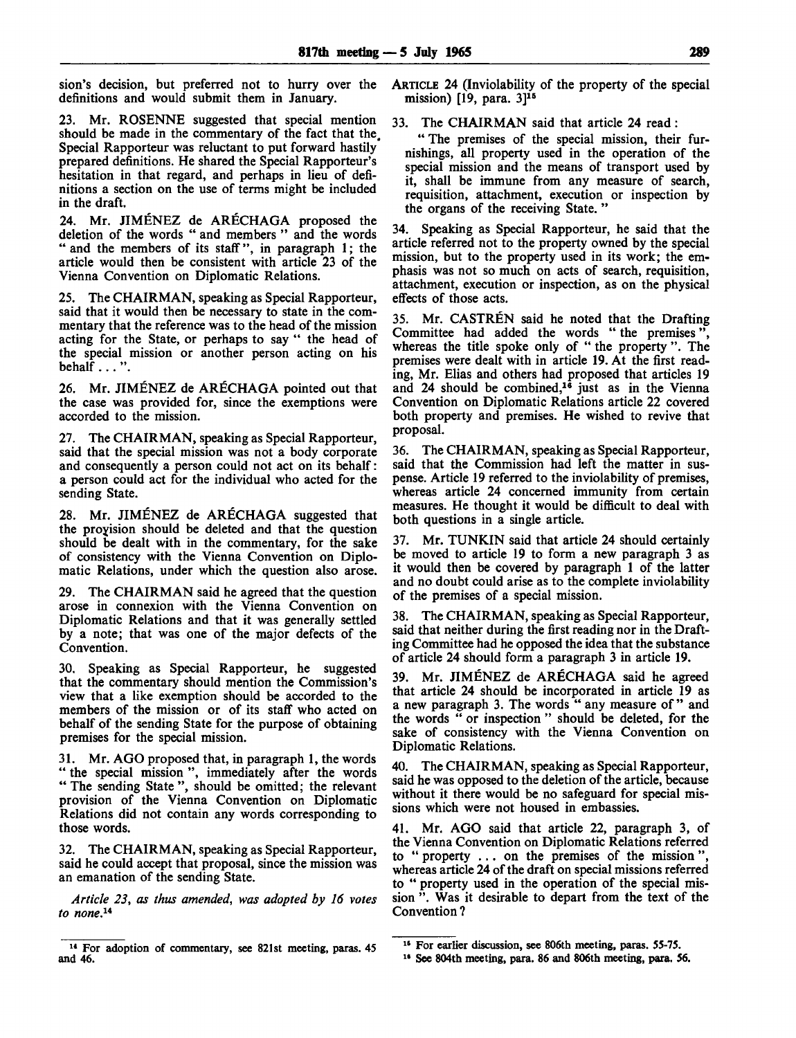sion's decision, but preferred not to hurry over the definitions and would submit them in January.

23. Mr. ROSENNE suggested that special mention should be made in the commentary of the fact that the Special Rapporteur was reluctant to put forward hastily prepared definitions. He shared the Special Rapporteur's hesitation in that regard, and perhaps in lieu of definitions a section on the use of terms might be included in the draft.

24. Mr. JIMÉNEZ de ARÉCHAGA proposed the deletion of the words " and members " and the words " and the members of its staff ", in paragraph 1; the article would then be consistent with article 23 of the Vienna Convention on Diplomatic Relations.

25. The CHAIRMAN, speaking as Special Rapporteur, said that it would then be necessary to state in the commentary that the reference was to the head of the mission acting for the State, or perhaps to say " the head of the special mission or another person acting on his behalf . . . ".

26. Mr. JIMÉNEZ de ARÉCHAGA pointed out that the case was provided for, since the exemptions were accorded to the mission.

27. The CHAIRMAN, speaking as Special Rapporteur, said that the special mission was not a body corporate and consequently a person could not act on its behalf: a person could act for the individual who acted for the sending State.

28. Mr. JIMÉNEZ de ARÉCHAGA suggested that the provision should be deleted and that the question should be dealt with in the commentary, for the sake of consistency with the Vienna Convention on Diplomatic Relations, under which the question also arose.

29. The CHAIRMAN said he agreed that the question arose in connexion with the Vienna Convention on Diplomatic Relations and that it was generally settled by a note; that was one of the major defects of the Convention.

30. Speaking as Special Rapporteur, he suggested that the commentary should mention the Commission's view that a like exemption should be accorded to the members of the mission or of its staff who acted on behalf of the sending State for the purpose of obtaining premises for the special mission.

31. Mr. AGO proposed that, in paragraph 1, the words " the special mission ", immediately after the words " The sending State ", should be omitted; the relevant provision of the Vienna Convention on Diplomatic Relations did not contain any words corresponding to those words.

32. The CHAIRMAN, speaking as Special Rapporteur, said he could accept that proposal, since the mission was an emanation of the sending State.

*Article 23, as thus amended, was adopted by 16 votes to none.*[14]

ARTICLE 24 (Inviolability of the property of the special mission) [19, para. 3][15]

33. The CHAIRMAN said that article 24 read:

" The premises of the special mission, their furnishings, all property used in the operation of the special mission and the means of transport used by it, shall be immune from any measure of search, requisition, attachment, execution or inspection by the organs of the receiving State. "

34. Speaking as Special Rapporteur, he said that the article referred not to the property owned by the special mission, but to the property used in its work; the emphasis was not so much on acts of search, requisition, attachment, execution or inspection, as on the physical effects of those acts.

35. Mr. CASTRÉN said he noted that the Drafting Committee had added the words " the premises ", whereas the title spoke only of " the property ". The premises were dealt with in article 19. At the first reading, Mr. Elias and others had proposed that articles 19 and 24 should be combined,[16] just as in the Vienna Convention on Diplomatic Relations article 22 covered both property and premises. He wished to revive that proposal.

36. The CHAIRMAN, speaking as Special Rapporteur, said that the Commission had left the matter in suspense. Article 19 referred to the inviolability of premises, whereas article 24 concerned immunity from certain measures. He thought it would be difficult to deal with both questions in a single article.

37. Mr. TUNKIN said that article 24 should certainly be moved to article 19 to form a new paragraph 3 as it would then be covered by paragraph 1 of the latter and no doubt could arise as to the complete inviolability of the premises of a special mission.

38. The CHAIRMAN, speaking as Special Rapporteur, said that neither during the first reading nor in the Drafting Committee had he opposed the idea that the substance of article 24 should form a paragraph 3 in article 19.

39. Mr. JIMÉNEZ de ARÉCHAGA said he agreed that article 24 should be incorporated in article 19 as a new paragraph 3. The words " any measure of " and the words " or inspection " should be deleted, for the sake of consistency with the Vienna Convention on Diplomatic Relations.

40. The CHAIRMAN, speaking as Special Rapporteur, said he was opposed to the deletion of the article, because without it there would be no safeguard for special missions which were not housed in embassies.

41. Mr. AGO said that article 22, paragraph 3, of the Vienna Convention on Diplomatic Relations referred to " property . . . on the premises of the mission ", whereas article 24 of the draft on special missions referred to " property used in the operation of the special mission ". Was it desirable to depart from the text of the Convention?

---

[14] For adoption of commentary, see 821st meeting, paras. 45 and 46.

[15] For earlier discussion, see 806th meeting, paras. 55-75.

[16] See 804th meeting, para. 86 and 806th meeting, para. 56.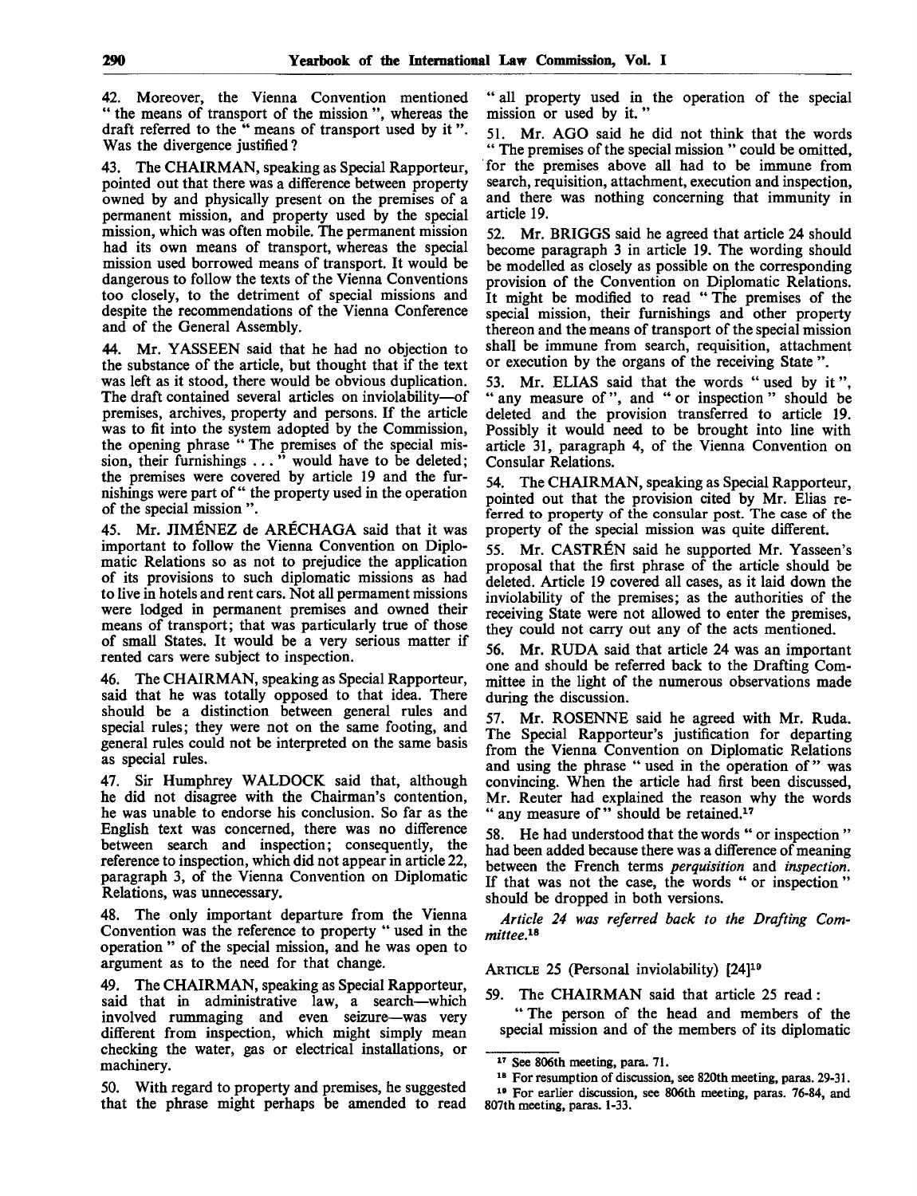42. Moreover, the Vienna Convention mentioned " the means of transport of the mission ", whereas the draft referred to the " means of transport used by it ". Was the divergence justified?

43. The CHAIRMAN, speaking as Special Rapporteur, pointed out that there was a difference between property owned by and physically present on the premises of a permanent mission, and property used by the special mission, which was often mobile. The permanent mission had its own means of transport, whereas the special mission used borrowed means of transport. It would be dangerous to follow the texts of the Vienna Conventions too closely, to the detriment of special missions and despite the recommendations of the Vienna Conference and of the General Assembly.

44. Mr. YASSEEN said that he had no objection to the substance of the article, but thought that if the text was left as it stood, there would be obvious duplication. The draft contained several articles on inviolability—of premises, archives, property and persons. If the article was to fit into the system adopted by the Commission, the opening phrase " The premises of the special mission, their furnishings . . . " would have to be deleted; the premises were covered by article 19 and the furnishings were part of " the property used in the operation of the special mission ".

45. Mr. JIMÉNEZ de ARÉCHAGA said that it was important to follow the Vienna Convention on Diplomatic Relations so as not to prejudice the application of its provisions to such diplomatic missions as had to live in hotels and rent cars. Not all permament missions were lodged in permanent premises and owned their means of transport; that was particularly true of those of small States. It would be a very serious matter if rented cars were subject to inspection.

46. The CHAIRMAN, speaking as Special Rapporteur, said that he was totally opposed to that idea. There should be a distinction between general rules and special rules; they were not on the same footing, and general rules could not be interpreted on the same basis as special rules.

47. Sir Humphrey WALDOCK said that, although he did not disagree with the Chairman's contention, he was unable to endorse his conclusion. So far as the English text was concerned, there was no difference between search and inspection; consequently, the reference to inspection, which did not appear in article 22, paragraph 3, of the Vienna Convention on Diplomatic Relations, was unnecessary.

48. The only important departure from the Vienna Convention was the reference to property " used in the operation " of the special mission, and he was open to argument as to the need for that change.

49. The CHAIRMAN, speaking as Special Rapporteur, said that in administrative law, a search—which involved rummaging and even seizure—was very different from inspection, which might simply mean checking the water, gas or electrical installations, or machinery.

50. With regard to property and premises, he suggested that the phrase might perhaps be amended to read " all property used in the operation of the special mission or used by it. "

51. Mr. AGO said he did not think that the words " The premises of the special mission " could be omitted, for the premises above all had to be immune from search, requisition, attachment, execution and inspection, and there was nothing concerning that immunity in article 19.

52. Mr. BRIGGS said he agreed that article 24 should become paragraph 3 in article 19. The wording should be modelled as closely as possible on the corresponding provision of the Convention on Diplomatic Relations. It might be modified to read " The premises of the special mission, their furnishings and other property thereon and the means of transport of the special mission shall be immune from search, requisition, attachment or execution by the organs of the receiving State ".

53. Mr. ELIAS said that the words " used by it ", " any measure of ", and " or inspection " should be deleted and the provision transferred to article 19. Possibly it would need to be brought into line with article 31, paragraph 4, of the Vienna Convention on Consular Relations.

54. The CHAIRMAN, speaking as Special Rapporteur, pointed out that the provision cited by Mr. Elias referred to property of the consular post. The case of the property of the special mission was quite different.

55. Mr. CASTRÉN said he supported Mr. Yasseen's proposal that the first phrase of the article should be deleted. Article 19 covered all cases, as it laid down the inviolability of the premises; as the authorities of the receiving State were not allowed to enter the premises, they could not carry out any of the acts mentioned.

56. Mr. RUDA said that article 24 was an important one and should be referred back to the Drafting Committee in the light of the numerous observations made during the discussion.

57. Mr. ROSENNE said he agreed with Mr. Ruda. The Special Rapporteur's justification for departing from the Vienna Convention on Diplomatic Relations and using the phrase " used in the operation of " was convincing. When the article had first been discussed, Mr. Reuter had explained the reason why the words " any measure of " should be retained.[17]

58. He had understood that the words " or inspection " had been added because there was a difference of meaning between the French terms *perquisition* and *inspection*. If that was not the case, the words " or inspection " should be dropped in both versions.

*Article 24 was referred back to the Drafting Committee.*[18]

ARTICLE 25 (Personal inviolability) [24][19]

59. The CHAIRMAN said that article 25 read:

" The person of the head and members of the special mission and of the members of its diplomatic

---

[17] See 806th meeting, para. 71.

[18] For resumption of discussion, see 820th meeting, paras. 29-31.

[19] For earlier discussion, see 806th meeting, paras. 76-84, and 807th meeting, paras. 1-33.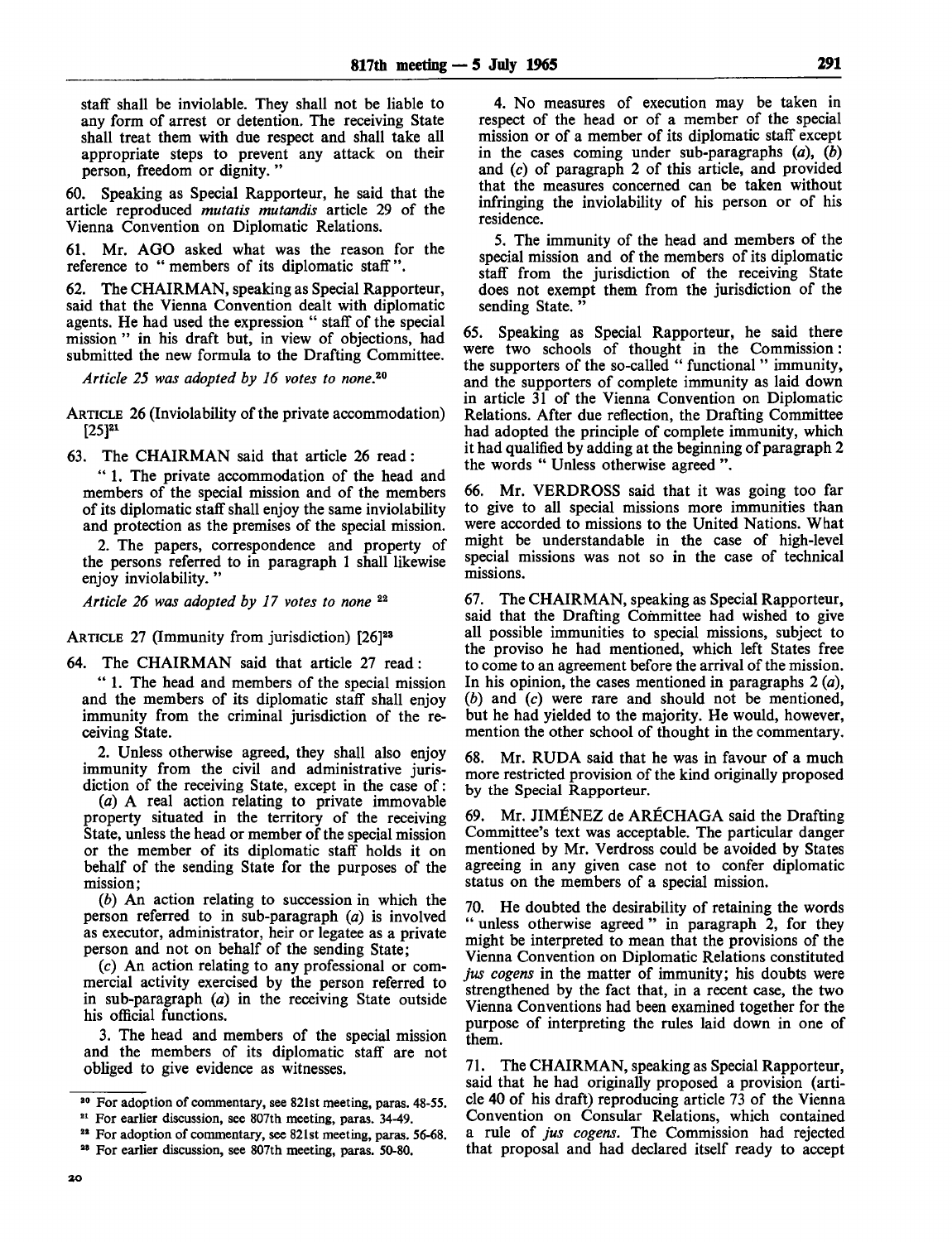staff shall be inviolable. They shall not be liable to any form of arrest or detention. The receiving State shall treat them with due respect and shall take all appropriate steps to prevent any attack on their person, freedom or dignity. "

60. Speaking as Special Rapporteur, he said that the article reproduced *mutatis mutandis* article 29 of the Vienna Convention on Diplomatic Relations.

61. Mr. AGO asked what was the reason for the reference to " members of its diplomatic staff ".

62. The CHAIRMAN, speaking as Special Rapporteur, said that the Vienna Convention dealt with diplomatic agents. He had used the expression " staff of the special mission " in his draft but, in view of objections, had submitted the new formula to the Drafting Committee.

*Article 25 was adopted by 16 votes to none.*[20]

ARTICLE 26 (Inviolability of the private accommodation) [25][21]

63. The CHAIRMAN said that article 26 read:

" 1. The private accommodation of the head and members of the special mission and of the members of its diplomatic staff shall enjoy the same inviolability and protection as the premises of the special mission.

2. The papers, correspondence and property of the persons referred to in paragraph 1 shall likewise enjoy inviolability. "

*Article 26 was adopted by 17 votes to none* [22]

ARTICLE 27 (Immunity from jurisdiction) [26][23]

64. The CHAIRMAN said that article 27 read:

" 1. The head and members of the special mission and the members of its diplomatic staff shall enjoy immunity from the criminal jurisdiction of the receiving State.

2. Unless otherwise agreed, they shall also enjoy immunity from the civil and administrative jurisdiction of the receiving State, except in the case of:

(*a*) A real action relating to private immovable property situated in the territory of the receiving State, unless the head or member of the special mission or the member of its diplomatic staff holds it on behalf of the sending State for the purposes of the mission;

(*b*) An action relating to succession in which the person referred to in sub-paragraph (*a*) is involved as executor, administrator, heir or legatee as a private person and not on behalf of the sending State;

(*c*) An action relating to any professional or commercial activity exercised by the person referred to in sub-paragraph (*a*) in the receiving State outside his official functions.

3. The head and members of the special mission and the members of its diplomatic staff are not obliged to give evidence as witnesses.

4. No measures of execution may be taken in respect of the head or of a member of the special mission or of a member of its diplomatic staff except in the cases coming under sub-paragraphs (*a*), (*b*) and (*c*) of paragraph 2 of this article, and provided that the measures concerned can be taken without infringing the inviolability of his person or of his residence.

5. The immunity of the head and members of the special mission and of the members of its diplomatic staff from the jurisdiction of the receiving State does not exempt them from the jurisdiction of the sending State. "

65. Speaking as Special Rapporteur, he said there were two schools of thought in the Commission: the supporters of the so-called " functional " immunity, and the supporters of complete immunity as laid down in article 31 of the Vienna Convention on Diplomatic Relations. After due reflection, the Drafting Committee had adopted the principle of complete immunity, which it had qualified by adding at the beginning of paragraph 2 the words " Unless otherwise agreed ".

66. Mr. VERDROSS said that it was going too far to give to all special missions more immunities than were accorded to missions to the United Nations. What might be understandable in the case of high-level special missions was not so in the case of technical missions.

67. The CHAIRMAN, speaking as Special Rapporteur, said that the Drafting Committee had wished to give all possible immunities to special missions, subject to the proviso he had mentioned, which left States free to come to an agreement before the arrival of the mission. In his opinion, the cases mentioned in paragraphs 2 (*a*), (*b*) and (*c*) were rare and should not be mentioned, but he had yielded to the majority. He would, however, mention the other school of thought in the commentary.

68. Mr. RUDA said that he was in favour of a much more restricted provision of the kind originally proposed by the Special Rapporteur.

69. Mr. JIMÉNEZ de ARÉCHAGA said the Drafting Committee's text was acceptable. The particular danger mentioned by Mr. Verdross could be avoided by States agreeing in any given case not to confer diplomatic status on the members of a special mission.

70. He doubted the desirability of retaining the words " unless otherwise agreed " in paragraph 2, for they might be interpreted to mean that the provisions of the Vienna Convention on Diplomatic Relations constituted *jus cogens* in the matter of immunity; his doubts were strengthened by the fact that, in a recent case, the two Vienna Conventions had been examined together for the purpose of interpreting the rules laid down in one of them.

71. The CHAIRMAN, speaking as Special Rapporteur, said that he had originally proposed a provision (article 40 of his draft) reproducing article 73 of the Vienna Convention on Consular Relations, which contained a rule of *jus cogens*. The Commission had rejected that proposal and had declared itself ready to accept

---

[20] For adoption of commentary, see 821st meeting, paras. 48-55.

[21] For earlier discussion, see 807th meeting, paras. 34-49.

[22] For adoption of commentary, see 821st meeting, paras. 56-68.

[23] For earlier discussion, see 807th meeting, paras. 50-80.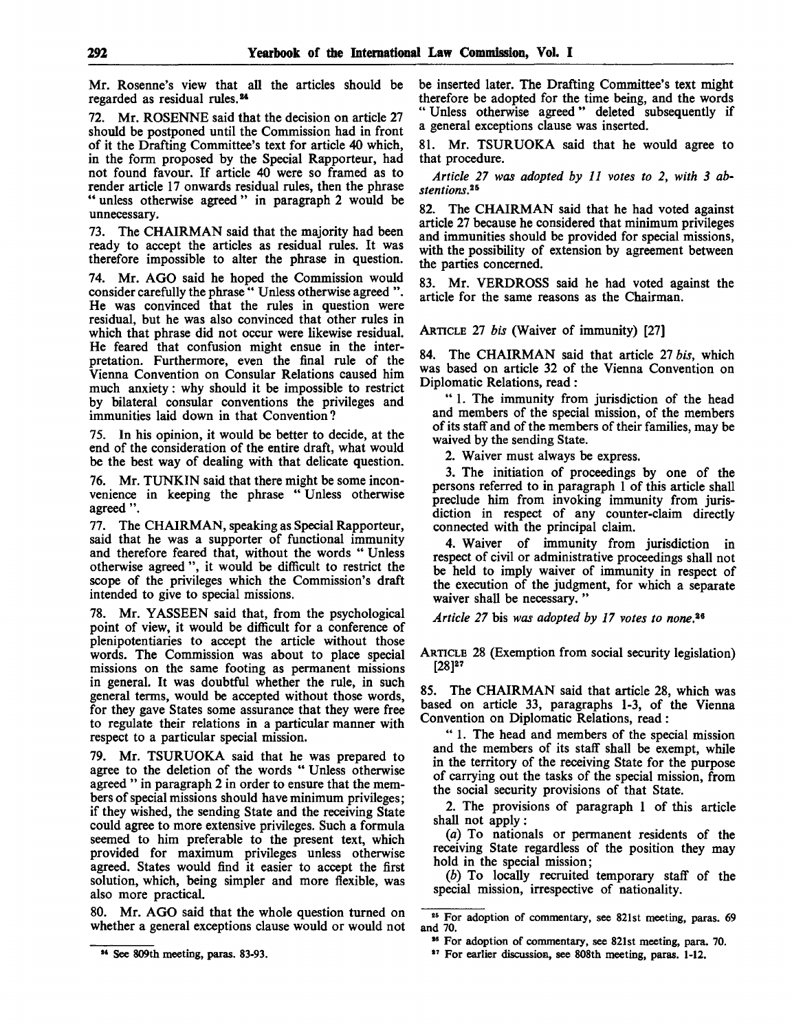Mr. Rosenne's view that all the articles should be regarded as residual rules.[24]

72. Mr. ROSENNE said that the decision on article 27 should be postponed until the Commission had in front of it the Drafting Committee's text for article 40 which, in the form proposed by the Special Rapporteur, had not found favour. If article 40 were so framed as to render article 17 onwards residual rules, then the phrase " unless otherwise agreed " in paragraph 2 would be unnecessary.

73. The CHAIRMAN said that the majority had been ready to accept the articles as residual rules. It was therefore impossible to alter the phrase in question.

74. Mr. AGO said he hoped the Commission would consider carefully the phrase " Unless otherwise agreed ". He was convinced that the rules in question were residual, but he was also convinced that other rules in which that phrase did not occur were likewise residual. He feared that confusion might ensue in the interpretation. Furthermore, even the final rule of the Vienna Convention on Consular Relations caused him much anxiety: why should it be impossible to restrict by bilateral consular conventions the privileges and immunities laid down in that Convention?

75. In his opinion, it would be better to decide, at the end of the consideration of the entire draft, what would be the best way of dealing with that delicate question.

76. Mr. TUNKIN said that there might be some inconvenience in keeping the phrase " Unless otherwise agreed ".

77. The CHAIRMAN, speaking as Special Rapporteur, said that he was a supporter of functional immunity and therefore feared that, without the words " Unless otherwise agreed ", it would be difficult to restrict the scope of the privileges which the Commission's draft intended to give to special missions.

78. Mr. YASSEEN said that, from the psychological point of view, it would be difficult for a conference of plenipotentiaries to accept the article without those words. The Commission was about to place special missions on the same footing as permanent missions in general. It was doubtful whether the rule, in such general terms, would be accepted without those words, for they gave States some assurance that they were free to regulate their relations in a particular manner with respect to a particular special mission.

79. Mr. TSURUOKA said that he was prepared to agree to the deletion of the words " Unless otherwise agreed " in paragraph 2 in order to ensure that the members of special missions should have minimum privileges; if they wished, the sending State and the receiving State could agree to more extensive privileges. Such a formula seemed to him preferable to the present text, which provided for maximum privileges unless otherwise agreed. States would find it easier to accept the first solution, which, being simpler and more flexible, was also more practical.

80. Mr. AGO said that the whole question turned on whether a general exceptions clause would or would not be inserted later. The Drafting Committee's text might therefore be adopted for the time being, and the words " Unless otherwise agreed " deleted subsequently if a general exceptions clause was inserted.

81. Mr. TSURUOKA said that he would agree to that procedure.

*Article 27 was adopted by 11 votes to 2, with 3 abstentions.*[25]

82. The CHAIRMAN said that he had voted against article 27 because he considered that minimum privileges and immunities should be provided for special missions, with the possibility of extension by agreement between the parties concerned.

83. Mr. VERDROSS said he had voted against the article for the same reasons as the Chairman.

ARTICLE 27 *bis* (Waiver of immunity) [27]

84. The CHAIRMAN said that article 27 *bis*, which was based on article 32 of the Vienna Convention on Diplomatic Relations, read:

" 1. The immunity from jurisdiction of the head and members of the special mission, of the members of its staff and of the members of their families, may be waived by the sending State.

2. Waiver must always be express.

3. The initiation of proceedings by one of the persons referred to in paragraph 1 of this article shall preclude him from invoking immunity from jurisdiction in respect of any counter-claim directly connected with the principal claim.

4. Waiver of immunity from jurisdiction in respect of civil or administrative proceedings shall not be held to imply waiver of immunity in respect of the execution of the judgment, for which a separate waiver shall be necessary. "

*Article 27* bis *was adopted by 17 votes to none.*[26]

ARTICLE 28 (Exemption from social security legislation) [28][27]

85. The CHAIRMAN said that article 28, which was based on article 33, paragraphs 1-3, of the Vienna Convention on Diplomatic Relations, read:

" 1. The head and members of the special mission and the members of its staff shall be exempt, while in the territory of the receiving State for the purpose of carrying out the tasks of the special mission, from the social security provisions of that State.

2. The provisions of paragraph 1 of this article shall not apply:

(*a*) To nationals or permanent residents of the receiving State regardless of the position they may hold in the special mission;

(*b*) To locally recruited temporary staff of the special mission, irrespective of nationality.

---

[24] See 809th meeting, paras. 83-93.

[25] For adoption of commentary, see 821st meeting, paras. 69 and 70.

[26] For adoption of commentary, see 821st meeting, para. 70.

[27] For earlier discussion, see 808th meeting, paras. 1-12.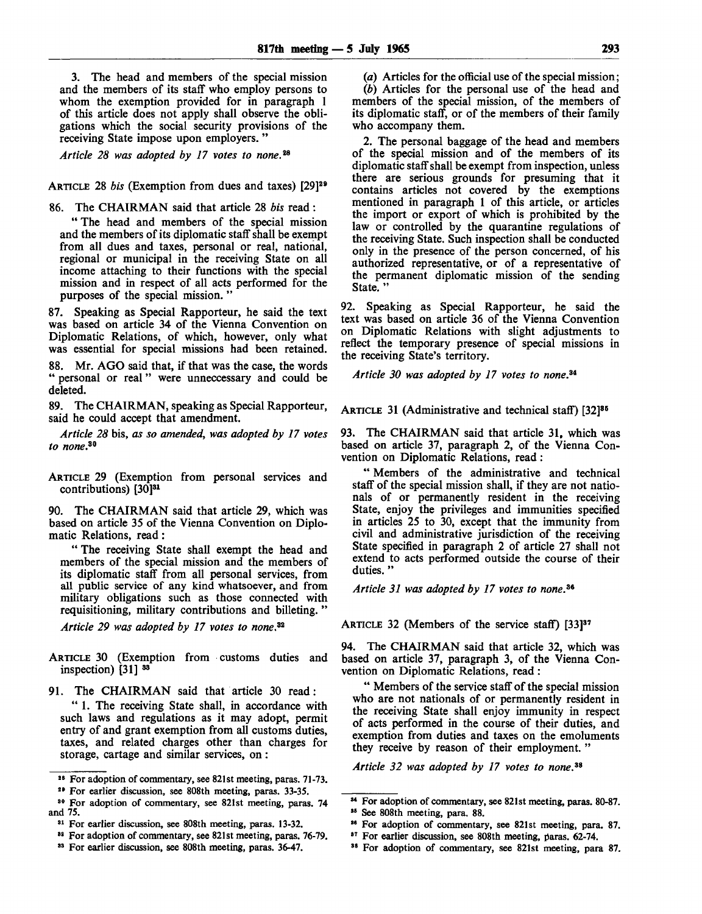3. The head and members of the special mission and the members of its staff who employ persons to whom the exemption provided for in paragraph 1 of this article does not apply shall observe the obligations which the social security provisions of the receiving State impose upon employers. "

*Article 28 was adopted by 17 votes to none.*[28]

ARTICLE 28 *bis* (Exemption from dues and taxes) [29][29]

86. The CHAIRMAN said that article 28 *bis* read :

" The head and members of the special mission and the members of its diplomatic staff shall be exempt from all dues and taxes, personal or real, national, regional or municipal in the receiving State on all income attaching to their functions with the special mission and in respect of all acts performed for the purposes of the special mission. "

87. Speaking as Special Rapporteur, he said the text was based on article 34 of the Vienna Convention on Diplomatic Relations, of which, however, only what was essential for special missions had been retained.

88. Mr. AGO said that, if that was the case, the words " personal or real " were unneccessary and could be deleted.

89. The CHAIRMAN, speaking as Special Rapporteur, said he could accept that amendment.

*Article 28* bis, *as so amended, was adopted by 17 votes to none.*[30]

ARTICLE 29 (Exemption from personal services and contributions) [30][31]

90. The CHAIRMAN said that article 29, which was based on article 35 of the Vienna Convention on Diplomatic Relations, read :

" The receiving State shall exempt the head and members of the special mission and the members of its diplomatic staff from all personal services, from all public service of any kind whatsoever, and from military obligations such as those connected with requisitioning, military contributions and billeting. "

*Article 29 was adopted by 17 votes to none.*[32]

ARTICLE 30 (Exemption from customs duties and inspection) [31] [33]

91. The CHAIRMAN said that article 30 read :

" 1. The receiving State shall, in accordance with such laws and regulations as it may adopt, permit entry of and grant exemption from all customs duties, taxes, and related charges other than charges for storage, cartage and similar services, on :

(*a*) Articles for the official use of the special mission;

(*b*) Articles for the personal use of the head and members of the special mission, of the members of its diplomatic staff, or of the members of their family who accompany them.

2. The personal baggage of the head and members of the special mission and of the members of its diplomatic staff shall be exempt from inspection, unless there are serious grounds for presuming that it contains articles not covered by the exemptions mentioned in paragraph 1 of this article, or articles the import or export of which is prohibited by the law or controlled by the quarantine regulations of the receiving State. Such inspection shall be conducted only in the presence of the person concerned, of his authorized representative, or of a representative of the permanent diplomatic mission of the sending State. "

92. Speaking as Special Rapporteur, he said the text was based on article 36 of the Vienna Convention on Diplomatic Relations with slight adjustments to reflect the temporary presence of special missions in the receiving State's territory.

*Article 30 was adopted by 17 votes to none.*[34]

ARTICLE 31 (Administrative and technical staff) [32][35]

93. The CHAIRMAN said that article 31, which was based on article 37, paragraph 2, of the Vienna Convention on Diplomatic Relations, read :

" Members of the administrative and technical staff of the special mission shall, if they are not nationals of or permanently resident in the receiving State, enjoy the privileges and immunities specified in articles 25 to 30, except that the immunity from civil and administrative jurisdiction of the receiving State specified in paragraph 2 of article 27 shall not extend to acts performed outside the course of their duties. "

*Article 31 was adopted by 17 votes to none.*[36]

ARTICLE 32 (Members of the service staff) [33][37]

94. The CHAIRMAN said that article 32, which was based on article 37, paragraph 3, of the Vienna Convention on Diplomatic Relations, read :

" Members of the service staff of the special mission who are not nationals of or permanently resident in the receiving State shall enjoy immunity in respect of acts performed in the course of their duties, and exemption from duties and taxes on the emoluments they receive by reason of their employment. "

*Article 32 was adopted by 17 votes to none.*[38]

---

[28] For adoption of commentary, see 821st meeting, paras. 71-73.

[29] For earlier discussion, see 808th meeting, paras. 33-35.

[30] For adoption of commentary, see 821st meeting, paras. 74 and 75.

[31] For earlier discussion, see 808th meeting, paras. 13-32.

[32] For adoption of commentary, see 821st meeting, paras. 76-79.

[33] For earlier discussion, see 808th meeting, paras. 36-47.

[34] For adoption of commentary, see 821st meeting, paras. 80-87.

[35] See 808th meeting, para. 88.

[36] For adoption of commentary, see 821st meeting, para. 87.

[37] For earlier discussion, see 808th meeting, paras. 62-74.

[38] For adoption of commentary, see 821st meeting, para 87.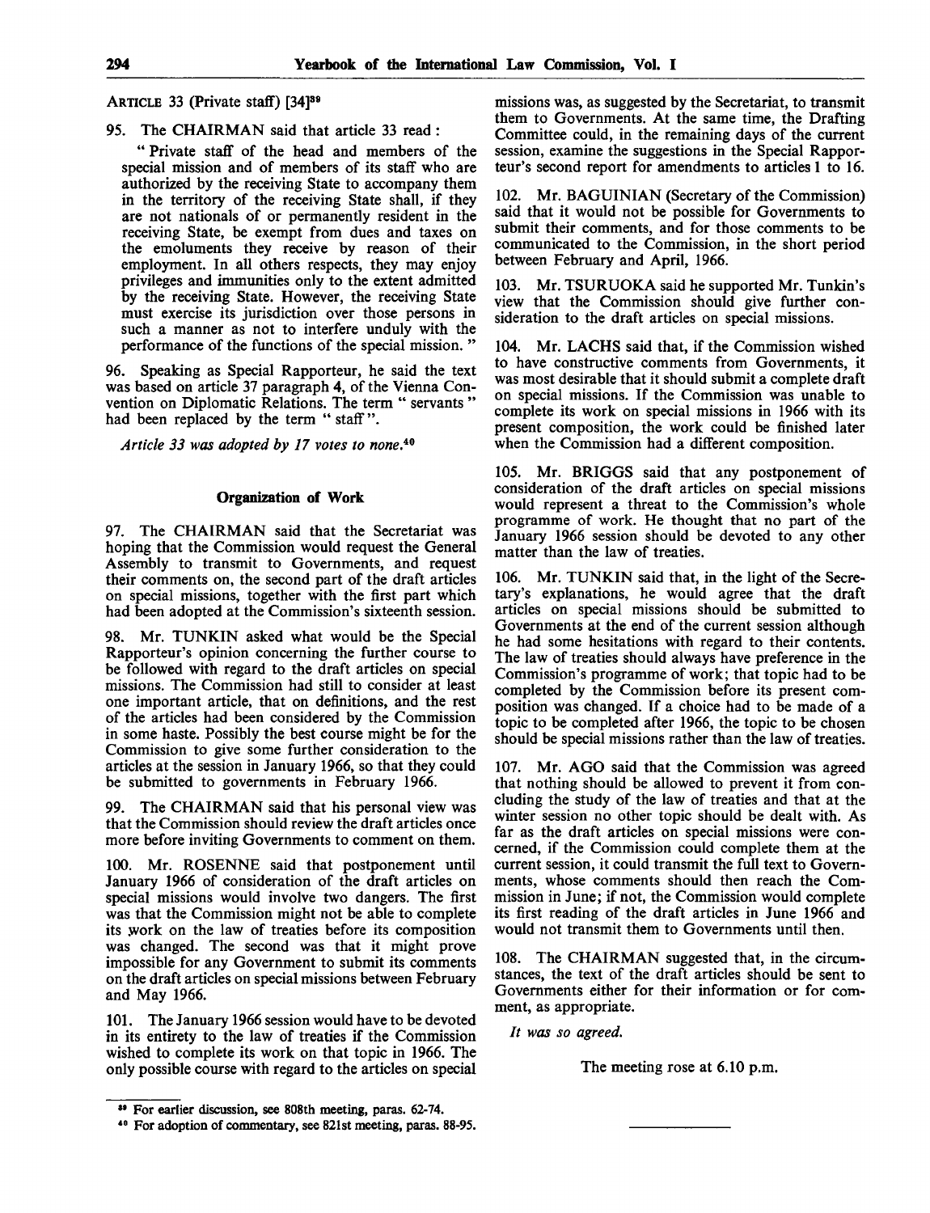ARTICLE 33 (Private staff) [34][39]

95. The CHAIRMAN said that article 33 read :

"Private staff of the head and members of the special mission and of members of its staff who are authorized by the receiving State to accompany them in the territory of the receiving State shall, if they are not nationals of or permanently resident in the receiving State, be exempt from dues and taxes on the emoluments they receive by reason of their employment. In all others respects, they may enjoy privileges and immunities only to the extent admitted by the receiving State. However, the receiving State must exercise its jurisdiction over those persons in such a manner as not to interfere unduly with the performance of the functions of the special mission."

96. Speaking as Special Rapporteur, he said the text was based on article 37 paragraph 4, of the Vienna Convention on Diplomatic Relations. The term "servants" had been replaced by the term "staff".

*Article 33 was adopted by 17 votes to none.*[40]

### Organization of Work

97. The CHAIRMAN said that the Secretariat was hoping that the Commission would request the General Assembly to transmit to Governments, and request their comments on, the second part of the draft articles on special missions, together with the first part which had been adopted at the Commission's sixteenth session.

98. Mr. TUNKIN asked what would be the Special Rapporteur's opinion concerning the further course to be followed with regard to the draft articles on special missions. The Commission had still to consider at least one important article, that on definitions, and the rest of the articles had been considered by the Commission in some haste. Possibly the best course might be for the Commission to give some further consideration to the articles at the session in January 1966, so that they could be submitted to governments in February 1966.

99. The CHAIRMAN said that his personal view was that the Commission should review the draft articles once more before inviting Governments to comment on them.

100. Mr. ROSENNE said that postponement until January 1966 of consideration of the draft articles on special missions would involve two dangers. The first was that the Commission might not be able to complete its work on the law of treaties before its composition was changed. The second was that it might prove impossible for any Government to submit its comments on the draft articles on special missions between February and May 1966.

101. The January 1966 session would have to be devoted in its entirety to the law of treaties if the Commission wished to complete its work on that topic in 1966. The only possible course with regard to the articles on special missions was, as suggested by the Secretariat, to transmit them to Governments. At the same time, the Drafting Committee could, in the remaining days of the current session, examine the suggestions in the Special Rapporteur's second report for amendments to articles 1 to 16.

102. Mr. BAGUINIAN (Secretary of the Commission) said that it would not be possible for Governments to submit their comments, and for those comments to be communicated to the Commission, in the short period between February and April, 1966.

103. Mr. TSURUOKA said he supported Mr. Tunkin's view that the Commission should give further consideration to the draft articles on special missions.

104. Mr. LACHS said that, if the Commission wished to have constructive comments from Governments, it was most desirable that it should submit a complete draft on special missions. If the Commission was unable to complete its work on special missions in 1966 with its present composition, the work could be finished later when the Commission had a different composition.

105. Mr. BRIGGS said that any postponement of consideration of the draft articles on special missions would represent a threat to the Commission's whole programme of work. He thought that no part of the January 1966 session should be devoted to any other matter than the law of treaties.

106. Mr. TUNKIN said that, in the light of the Secretary's explanations, he would agree that the draft articles on special missions should be submitted to Governments at the end of the current session although he had some hesitations with regard to their contents. The law of treaties should always have preference in the Commission's programme of work; that topic had to be completed by the Commission before its present composition was changed. If a choice had to be made of a topic to be completed after 1966, the topic to be chosen should be special missions rather than the law of treaties.

107. Mr. AGO said that the Commission was agreed that nothing should be allowed to prevent it from concluding the study of the law of treaties and that at the winter session no other topic should be dealt with. As far as the draft articles on special missions were concerned, if the Commission could complete them at the current session, it could transmit the full text to Governments, whose comments should then reach the Commission in June; if not, the Commission would complete its first reading of the draft articles in June 1966 and would not transmit them to Governments until then.

108. The CHAIRMAN suggested that, in the circumstances, the text of the draft articles should be sent to Governments either for their information or for comment, as appropriate.

*It was so agreed.*

The meeting rose at 6.10 p.m.

---

[39] For earlier discussion, see 808th meeting, paras. 62-74.

[40] For adoption of commentary, see 821st meeting, paras. 88-95.